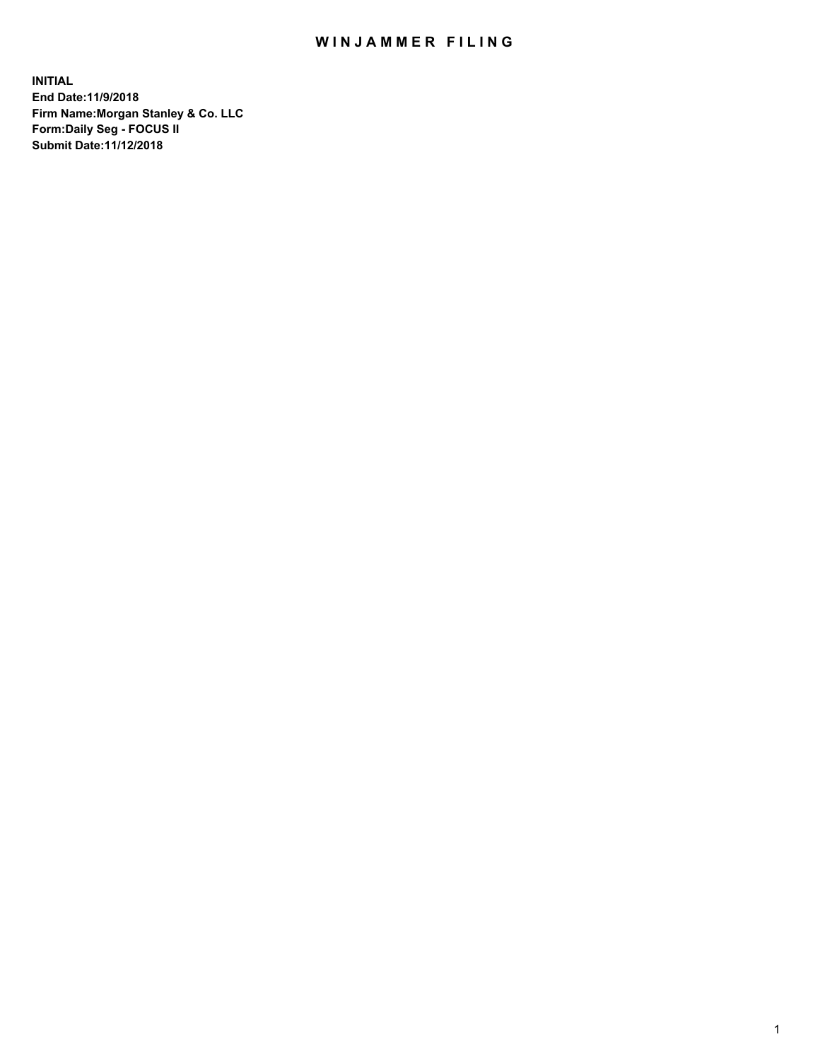# WINJAMMER FILING

**INITIAL**
**End Date:11/9/2018**
**Firm Name:Morgan Stanley & Co. LLC**
**Form:Daily Seg - FOCUS II**
**Submit Date:11/12/2018**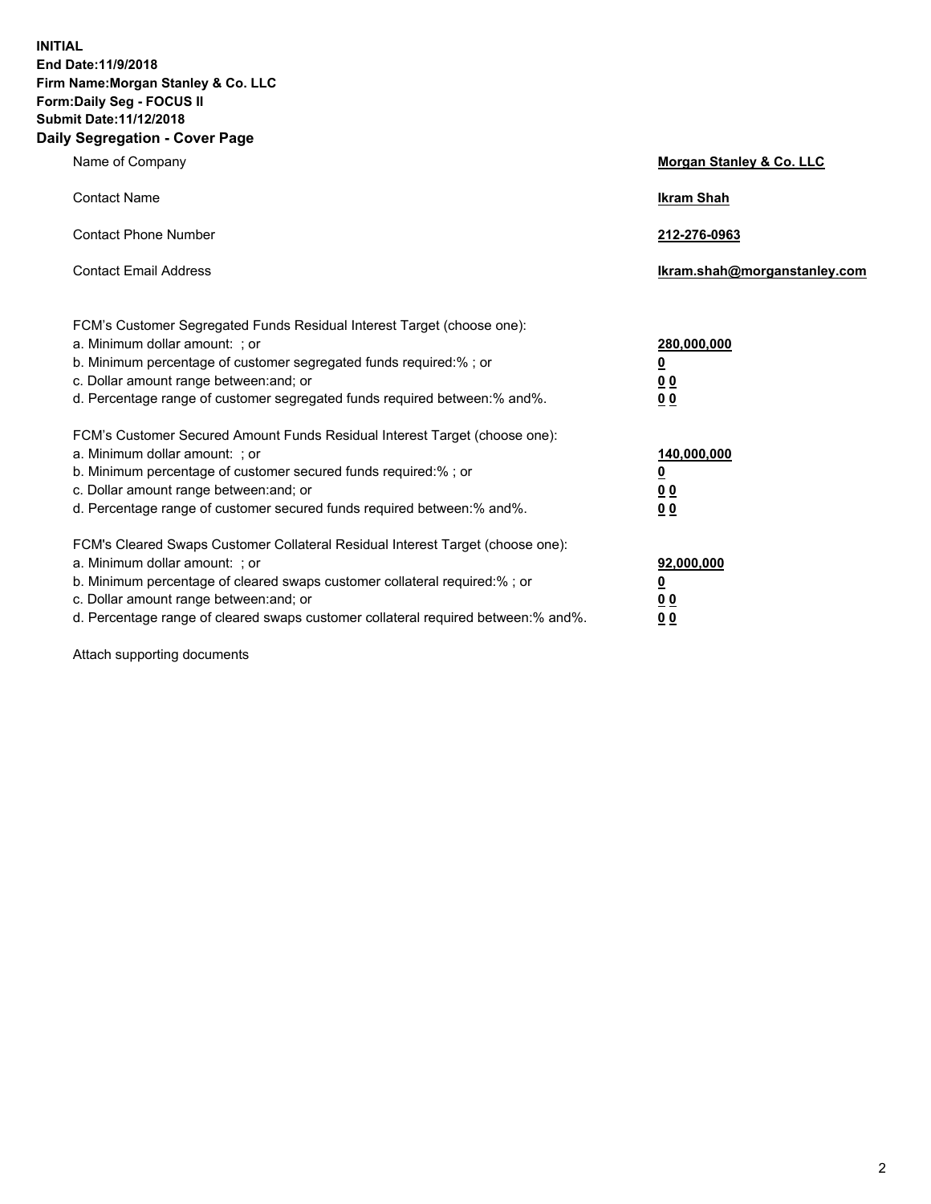**INITIAL**
**End Date:11/9/2018**
**Firm Name:Morgan Stanley & Co. LLC**
**Form:Daily Seg - FOCUS II**
**Submit Date:11/12/2018**

## Daily Segregation - Cover Page

| | |
|---|---|
| Name of Company | **Morgan Stanley & Co. LLC** |
| Contact Name | **Ikram Shah** |
| Contact Phone Number | **212-276-0963** |
| Contact Email Address | **Ikram.shah@morganstanley.com** |

| | |
|---|---|
| FCM's Customer Segregated Funds Residual Interest Target (choose one): | |
| a. Minimum dollar amount: ; or | **280,000,000** |
| b. Minimum percentage of customer segregated funds required:% ; or | **0** |
| c. Dollar amount range between:and; or | **0 0** |
| d. Percentage range of customer segregated funds required between:% and%. | **0 0** |

| | |
|---|---|
| FCM's Customer Secured Amount Funds Residual Interest Target (choose one): | |
| a. Minimum dollar amount: ; or | **140,000,000** |
| b. Minimum percentage of customer secured funds required:% ; or | **0** |
| c. Dollar amount range between:and; or | **0 0** |
| d. Percentage range of customer secured funds required between:% and%. | **0 0** |

| | |
|---|---|
| FCM's Cleared Swaps Customer Collateral Residual Interest Target (choose one): | |
| a. Minimum dollar amount: ; or | **92,000,000** |
| b. Minimum percentage of cleared swaps customer collateral required:% ; or | **0** |
| c. Dollar amount range between:and; or | **0 0** |
| d. Percentage range of cleared swaps customer collateral required between:% and%. | **0 0** |

Attach supporting documents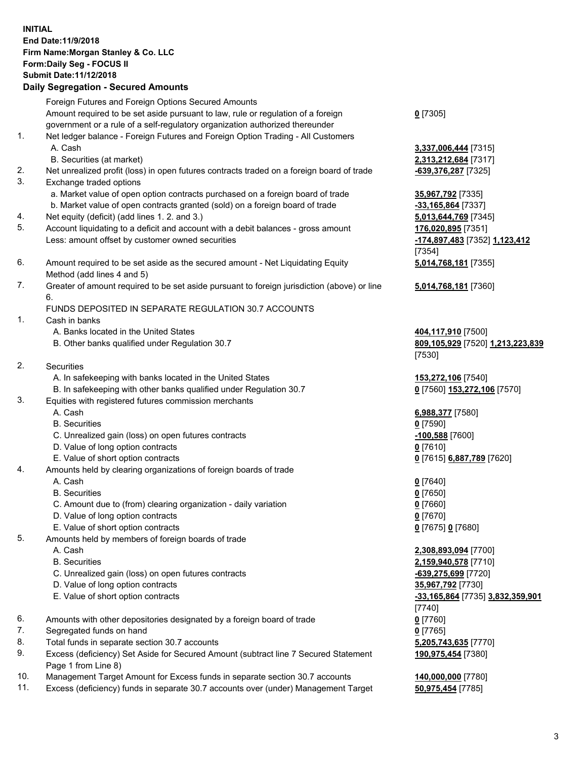**INITIAL**
**End Date:11/9/2018**
**Firm Name:Morgan Stanley & Co. LLC**
**Form:Daily Seg - FOCUS II**
**Submit Date:11/12/2018**

## Daily Segregation - Secured Amounts

| | | |
|---|---|---|
| | Foreign Futures and Foreign Options Secured Amounts | |
| | Amount required to be set aside pursuant to law, rule or regulation of a foreign government or a rule of a self-regulatory organization authorized thereunder | **0** [7305] |
| 1. | Net ledger balance - Foreign Futures and Foreign Option Trading - All Customers | |
| | A. Cash | **3,337,006,444** [7315] |
| | B. Securities (at market) | **2,313,212,684** [7317] |
| 2. | Net unrealized profit (loss) in open futures contracts traded on a foreign board of trade | **-639,376,287** [7325] |
| 3. | Exchange traded options | |
| | a. Market value of open option contracts purchased on a foreign board of trade | **35,967,792** [7335] |
| | b. Market value of open contracts granted (sold) on a foreign board of trade | **-33,165,864** [7337] |
| 4. | Net equity (deficit) (add lines 1. 2. and 3.) | **5,013,644,769** [7345] |
| 5. | Account liquidating to a deficit and account with a debit balances - gross amount | **176,020,895** [7351] |
| | Less: amount offset by customer owned securities | **-174,897,483** [7352] **1,123,412** [7354] |
| 6. | Amount required to be set aside as the secured amount - Net Liquidating Equity Method (add lines 4 and 5) | **5,014,768,181** [7355] |
| 7. | Greater of amount required to be set aside pursuant to foreign jurisdiction (above) or line 6. | **5,014,768,181** [7360] |
| | FUNDS DEPOSITED IN SEPARATE REGULATION 30.7 ACCOUNTS | |
| 1. | Cash in banks | |
| | A. Banks located in the United States | **404,117,910** [7500] |
| | B. Other banks qualified under Regulation 30.7 | **809,105,929** [7520] **1,213,223,839** [7530] |
| 2. | Securities | |
| | A. In safekeeping with banks located in the United States | **153,272,106** [7540] |
| | B. In safekeeping with other banks qualified under Regulation 30.7 | **0** [7560] **153,272,106** [7570] |
| 3. | Equities with registered futures commission merchants | |
| | A. Cash | **6,988,377** [7580] |
| | B. Securities | **0** [7590] |
| | C. Unrealized gain (loss) on open futures contracts | **-100,588** [7600] |
| | D. Value of long option contracts | **0** [7610] |
| | E. Value of short option contracts | **0** [7615] **6,887,789** [7620] |
| 4. | Amounts held by clearing organizations of foreign boards of trade | |
| | A. Cash | **0** [7640] |
| | B. Securities | **0** [7650] |
| | C. Amount due to (from) clearing organization - daily variation | **0** [7660] |
| | D. Value of long option contracts | **0** [7670] |
| | E. Value of short option contracts | **0** [7675] **0** [7680] |
| 5. | Amounts held by members of foreign boards of trade | |
| | A. Cash | **2,308,893,094** [7700] |
| | B. Securities | **2,159,940,578** [7710] |
| | C. Unrealized gain (loss) on open futures contracts | **-639,275,699** [7720] |
| | D. Value of long option contracts | **35,967,792** [7730] |
| | E. Value of short option contracts | **-33,165,864** [7735] **3,832,359,901** [7740] |
| 6. | Amounts with other depositories designated by a foreign board of trade | **0** [7760] |
| 7. | Segregated funds on hand | **0** [7765] |
| 8. | Total funds in separate section 30.7 accounts | **5,205,743,635** [7770] |
| 9. | Excess (deficiency) Set Aside for Secured Amount (subtract line 7 Secured Statement Page 1 from Line 8) | **190,975,454** [7380] |
| 10. | Management Target Amount for Excess funds in separate section 30.7 accounts | **140,000,000** [7780] |
| 11. | Excess (deficiency) funds in separate 30.7 accounts over (under) Management Target | **50,975,454** [7785] |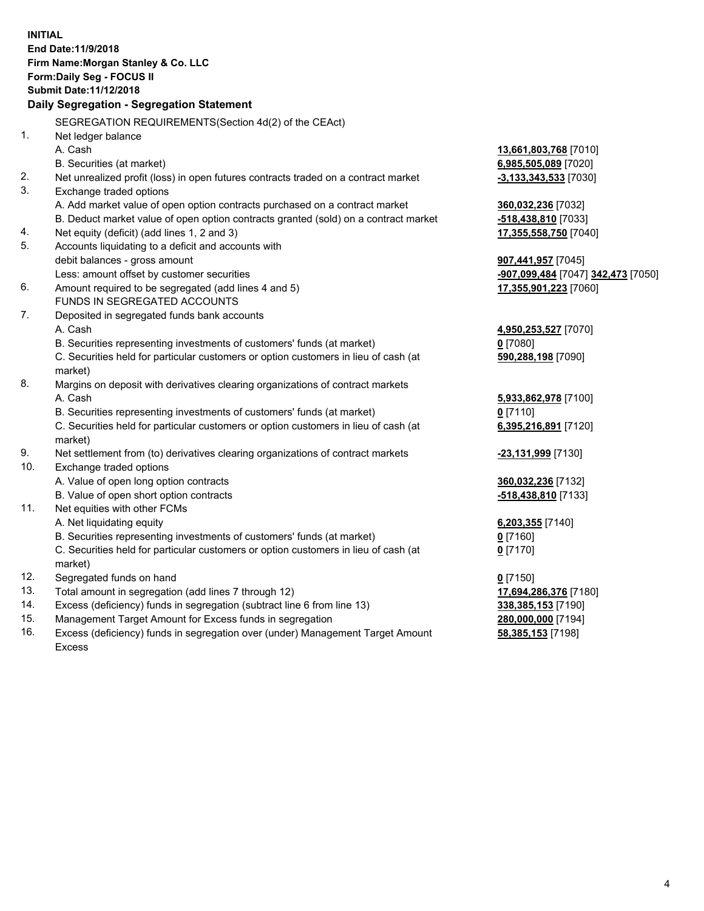**INITIAL**
**End Date:11/9/2018**
**Firm Name:Morgan Stanley & Co. LLC**
**Form:Daily Seg - FOCUS II**
**Submit Date:11/12/2018**

## Daily Segregation - Segregation Statement

SEGREGATION REQUIREMENTS(Section 4d(2) of the CEAct)

| | | |
|---|---|---|
| 1. | Net ledger balance | |
| | A. Cash | **13,661,803,768** [7010] |
| | B. Securities (at market) | **6,985,505,089** [7020] |
| 2. | Net unrealized profit (loss) in open futures contracts traded on a contract market | **-3,133,343,533** [7030] |
| 3. | Exchange traded options | |
| | A. Add market value of open option contracts purchased on a contract market | **360,032,236** [7032] |
| | B. Deduct market value of open option contracts granted (sold) on a contract market | **-518,438,810** [7033] |
| 4. | Net equity (deficit) (add lines 1, 2 and 3) | **17,355,558,750** [7040] |
| 5. | Accounts liquidating to a deficit and accounts with | |
| | debit balances - gross amount | **907,441,957** [7045] |
| | Less: amount offset by customer securities | **-907,099,484** [7047] **342,473** [7050] |
| 6. | Amount required to be segregated (add lines 4 and 5) | **17,355,901,223** [7060] |
| | FUNDS IN SEGREGATED ACCOUNTS | |
| 7. | Deposited in segregated funds bank accounts | |
| | A. Cash | **4,950,253,527** [7070] |
| | B. Securities representing investments of customers' funds (at market) | **0** [7080] |
| | C. Securities held for particular customers or option customers in lieu of cash (at market) | **590,288,198** [7090] |
| 8. | Margins on deposit with derivatives clearing organizations of contract markets | |
| | A. Cash | **5,933,862,978** [7100] |
| | B. Securities representing investments of customers' funds (at market) | **0** [7110] |
| | C. Securities held for particular customers or option customers in lieu of cash (at market) | **6,395,216,891** [7120] |
| 9. | Net settlement from (to) derivatives clearing organizations of contract markets | **-23,131,999** [7130] |
| 10. | Exchange traded options | |
| | A. Value of open long option contracts | **360,032,236** [7132] |
| | B. Value of open short option contracts | **-518,438,810** [7133] |
| 11. | Net equities with other FCMs | |
| | A. Net liquidating equity | **6,203,355** [7140] |
| | B. Securities representing investments of customers' funds (at market) | **0** [7160] |
| | C. Securities held for particular customers or option customers in lieu of cash (at market) | **0** [7170] |
| 12. | Segregated funds on hand | **0** [7150] |
| 13. | Total amount in segregation (add lines 7 through 12) | **17,694,286,376** [7180] |
| 14. | Excess (deficiency) funds in segregation (subtract line 6 from line 13) | **338,385,153** [7190] |
| 15. | Management Target Amount for Excess funds in segregation | **280,000,000** [7194] |
| 16. | Excess (deficiency) funds in segregation over (under) Management Target Amount Excess | **58,385,153** [7198] |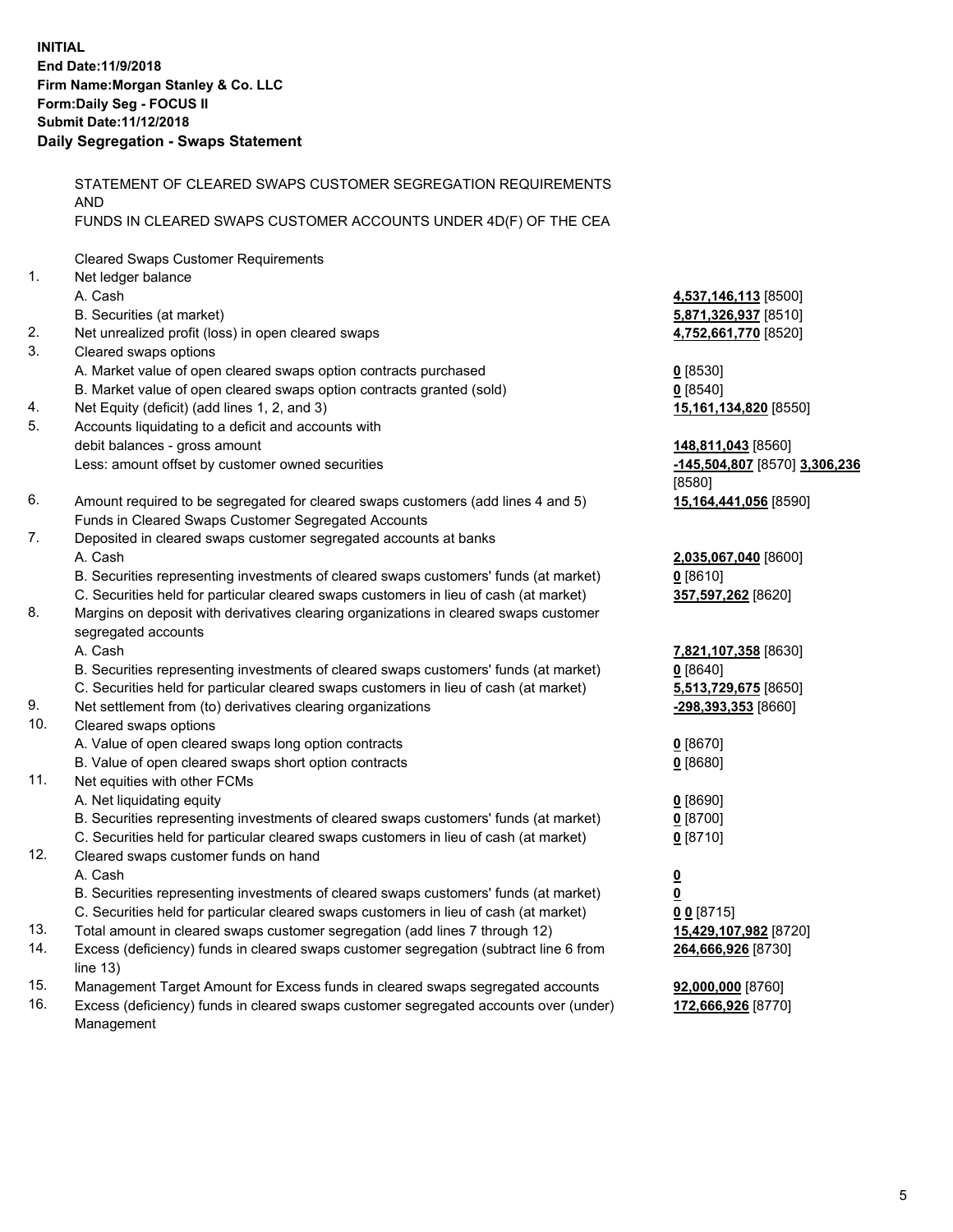**INITIAL**
**End Date:11/9/2018**
**Firm Name:Morgan Stanley & Co. LLC**
**Form:Daily Seg - FOCUS II**
**Submit Date:11/12/2018**
**Daily Segregation - Swaps Statement**

STATEMENT OF CLEARED SWAPS CUSTOMER SEGREGATION REQUIREMENTS AND
FUNDS IN CLEARED SWAPS CUSTOMER ACCOUNTS UNDER 4D(F) OF THE CEA

| | | |
|---|---|---|
| | Cleared Swaps Customer Requirements | |
| 1. | Net ledger balance | |
| | A. Cash | **4,537,146,113** [8500] |
| | B. Securities (at market) | **5,871,326,937** [8510] |
| 2. | Net unrealized profit (loss) in open cleared swaps | **4,752,661,770** [8520] |
| 3. | Cleared swaps options | |
| | A. Market value of open cleared swaps option contracts purchased | **0** [8530] |
| | B. Market value of open cleared swaps option contracts granted (sold) | **0** [8540] |
| 4. | Net Equity (deficit) (add lines 1, 2, and 3) | **15,161,134,820** [8550] |
| 5. | Accounts liquidating to a deficit and accounts with debit balances - gross amount | **148,811,043** [8560] |
| | Less: amount offset by customer owned securities | **-145,504,807** [8570] **3,306,236** [8580] |
| 6. | Amount required to be segregated for cleared swaps customers (add lines 4 and 5) | **15,164,441,056** [8590] |
| | Funds in Cleared Swaps Customer Segregated Accounts | |
| 7. | Deposited in cleared swaps customer segregated accounts at banks | |
| | A. Cash | **2,035,067,040** [8600] |
| | B. Securities representing investments of cleared swaps customers' funds (at market) | **0** [8610] |
| | C. Securities held for particular cleared swaps customers in lieu of cash (at market) | **357,597,262** [8620] |
| 8. | Margins on deposit with derivatives clearing organizations in cleared swaps customer segregated accounts | |
| | A. Cash | **7,821,107,358** [8630] |
| | B. Securities representing investments of cleared swaps customers' funds (at market) | **0** [8640] |
| | C. Securities held for particular cleared swaps customers in lieu of cash (at market) | **5,513,729,675** [8650] |
| 9. | Net settlement from (to) derivatives clearing organizations | **-298,393,353** [8660] |
| 10. | Cleared swaps options | |
| | A. Value of open cleared swaps long option contracts | **0** [8670] |
| | B. Value of open cleared swaps short option contracts | **0** [8680] |
| 11. | Net equities with other FCMs | |
| | A. Net liquidating equity | **0** [8690] |
| | B. Securities representing investments of cleared swaps customers' funds (at market) | **0** [8700] |
| | C. Securities held for particular cleared swaps customers in lieu of cash (at market) | **0** [8710] |
| 12. | Cleared swaps customer funds on hand | |
| | A. Cash | **0** |
| | B. Securities representing investments of cleared swaps customers' funds (at market) | **0** |
| | C. Securities held for particular cleared swaps customers in lieu of cash (at market) | **0** **0** [8715] |
| 13. | Total amount in cleared swaps customer segregation (add lines 7 through 12) | **15,429,107,982** [8720] |
| 14. | Excess (deficiency) funds in cleared swaps customer segregation (subtract line 6 from line 13) | **264,666,926** [8730] |
| 15. | Management Target Amount for Excess funds in cleared swaps segregated accounts | **92,000,000** [8760] |
| 16. | Excess (deficiency) funds in cleared swaps customer segregated accounts over (under) Management | **172,666,926** [8770] |